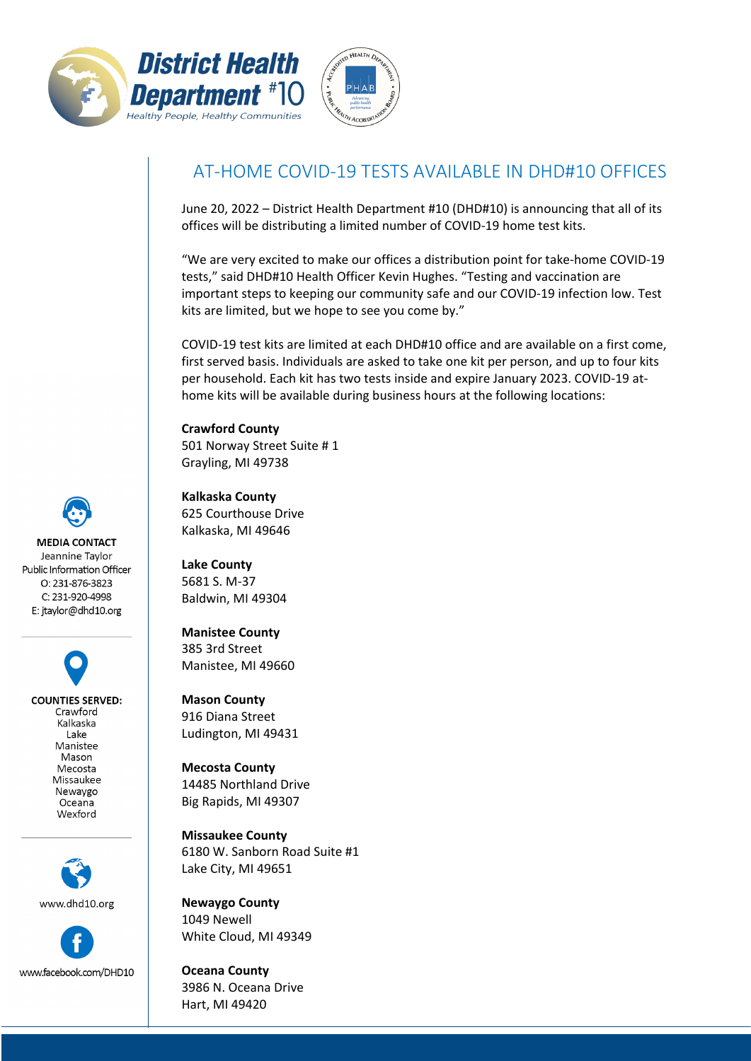District Health Department #10
Healthy People, Healthy Communities

# AT-HOME COVID-19 TESTS AVAILABLE IN DHD#10 OFFICES

June 20, 2022 – District Health Department #10 (DHD#10) is announcing that all of its offices will be distributing a limited number of COVID-19 home test kits.

"We are very excited to make our offices a distribution point for take-home COVID-19 tests," said DHD#10 Health Officer Kevin Hughes. "Testing and vaccination are important steps to keeping our community safe and our COVID-19 infection low. Test kits are limited, but we hope to see you come by."

COVID-19 test kits are limited at each DHD#10 office and are available on a first come, first served basis. Individuals are asked to take one kit per person, and up to four kits per household. Each kit has two tests inside and expire January 2023. COVID-19 at-home kits will be available during business hours at the following locations:

**Crawford County**
501 Norway Street Suite # 1
Grayling, MI 49738

**Kalkaska County**
625 Courthouse Drive
Kalkaska, MI 49646

**Lake County**
5681 S. M-37
Baldwin, MI 49304

**Manistee County**
385 3rd Street
Manistee, MI 49660

**Mason County**
916 Diana Street
Ludington, MI 49431

**Mecosta County**
14485 Northland Drive
Big Rapids, MI 49307

**Missaukee County**
6180 W. Sanborn Road Suite #1
Lake City, MI 49651

**Newaygo County**
1049 Newell
White Cloud, MI 49349

**Oceana County**
3986 N. Oceana Drive
Hart, MI 49420

**MEDIA CONTACT**
Jeannine Taylor
Public Information Officer
O: 231-876-3823
C: 231-920-4998
E: jtaylor@dhd10.org

**COUNTIES SERVED:**
Crawford
Kalkaska
Lake
Manistee
Mason
Mecosta
Missaukee
Newaygo
Oceana
Wexford

www.dhd10.org

www.facebook.com/DHD10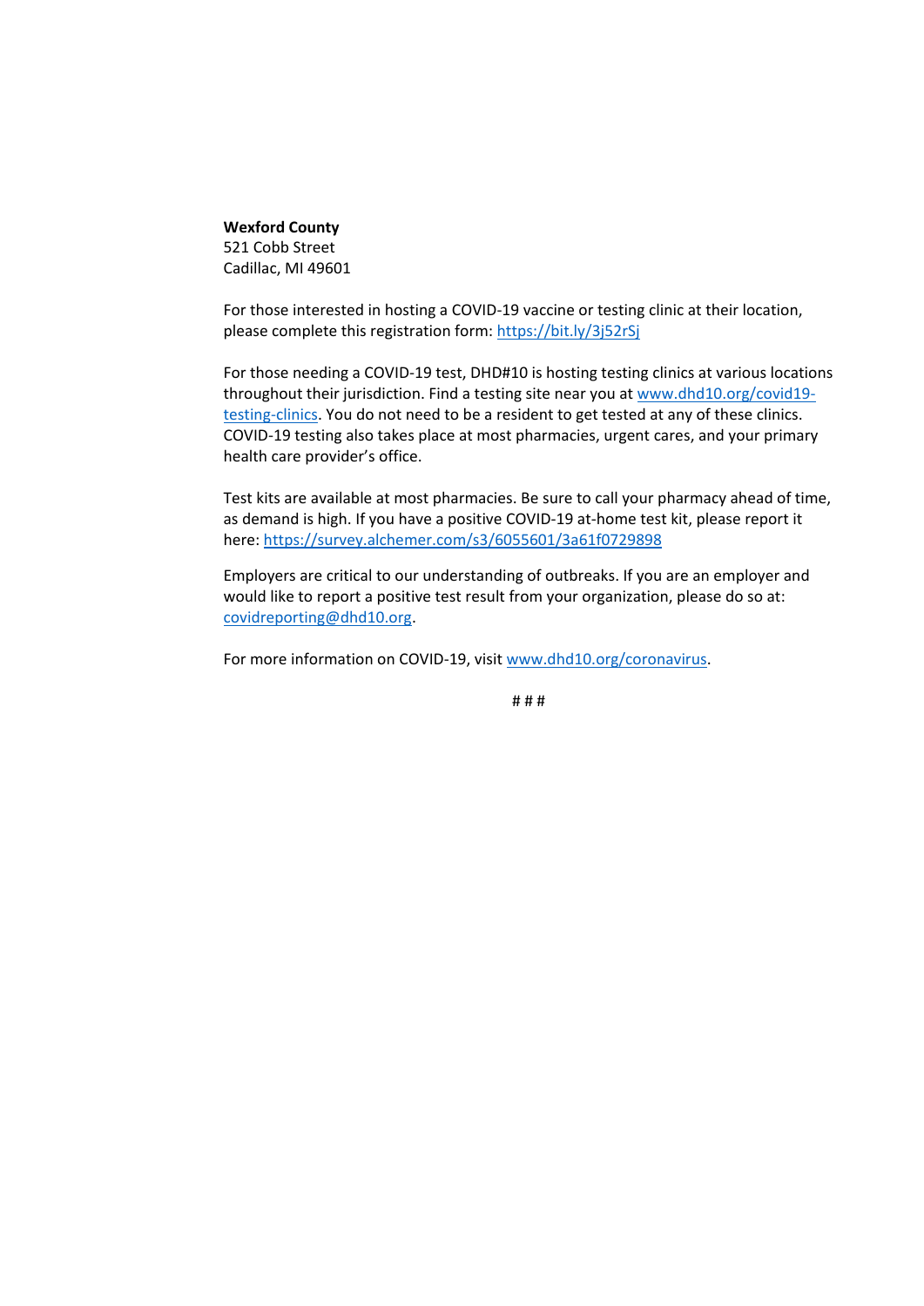**Wexford County**
521 Cobb Street
Cadillac, MI 49601

For those interested in hosting a COVID-19 vaccine or testing clinic at their location, please complete this registration form: https://bit.ly/3j52rSj

For those needing a COVID-19 test, DHD#10 is hosting testing clinics at various locations throughout their jurisdiction. Find a testing site near you at www.dhd10.org/covid19-testing-clinics. You do not need to be a resident to get tested at any of these clinics. COVID-19 testing also takes place at most pharmacies, urgent cares, and your primary health care provider's office.

Test kits are available at most pharmacies. Be sure to call your pharmacy ahead of time, as demand is high. If you have a positive COVID-19 at-home test kit, please report it here: https://survey.alchemer.com/s3/6055601/3a61f0729898

Employers are critical to our understanding of outbreaks. If you are an employer and would like to report a positive test result from your organization, please do so at: covidreporting@dhd10.org.

For more information on COVID-19, visit www.dhd10.org/coronavirus.

# # #